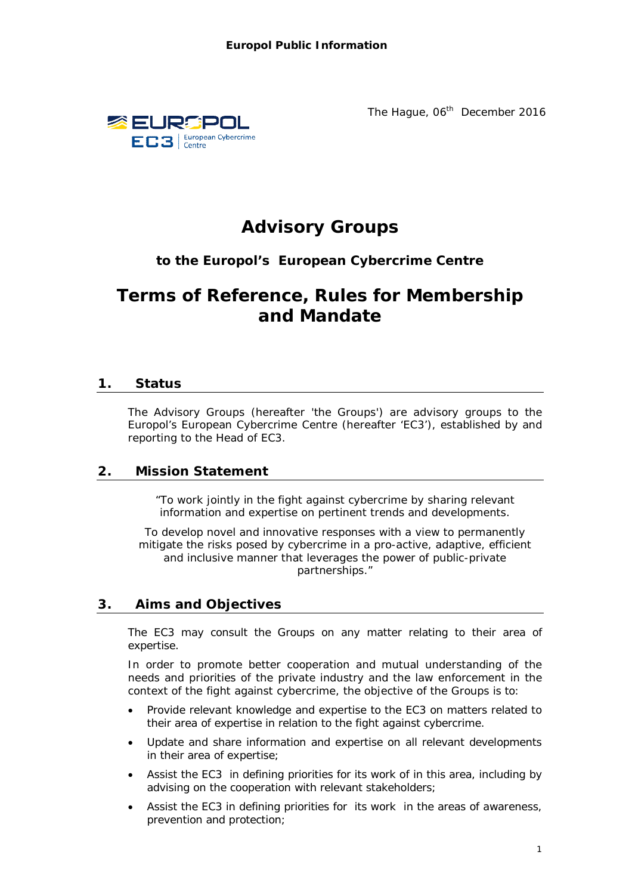The Hague, 06th December 2016

# Advisory Groups

### to the Europol's European Cybercrime Centre

# Terms of Reference, Rules for Membership and Mandate

## 1. Status

The Advisory Groups (hereafter 'the Groups') are advisory groups to the Europol's European Cybercrime Centre (hereafter 'EC3'), established by and reporting to the Head of EC3.

## 2. Mission Statement

"To work jointly in the fight against cybercrime by sharing relevant information and expertise on pertinent trends and developments.

To develop novel and innovative responses with a view to permanently mitigate the risks posed by cybercrime in a pro-active, adaptive, efficient and inclusive manner that leverages the power of public-private partnerships."

## 3. Aims and Objectives

The EC3 may consult the Groups on any matter relating to their area of expertise.

In order to promote better cooperation and mutual understanding of the needs and priorities of the private industry and the law enforcement in the context of the fight against cybercrime, the objective of the Groups is to:

- Provide relevant knowledge and expertise to the EC3 on matters related to their area of expertise in relation to the fight against cybercrime.
- Update and share information and expertise on all relevant developments in their area of expertise;
- Assist the EC3 in defining priorities for its work of in this area, including by advising on the cooperation with relevant stakeholders;
- Assist the EC3 in defining priorities for its work in the areas of awareness, prevention and protection;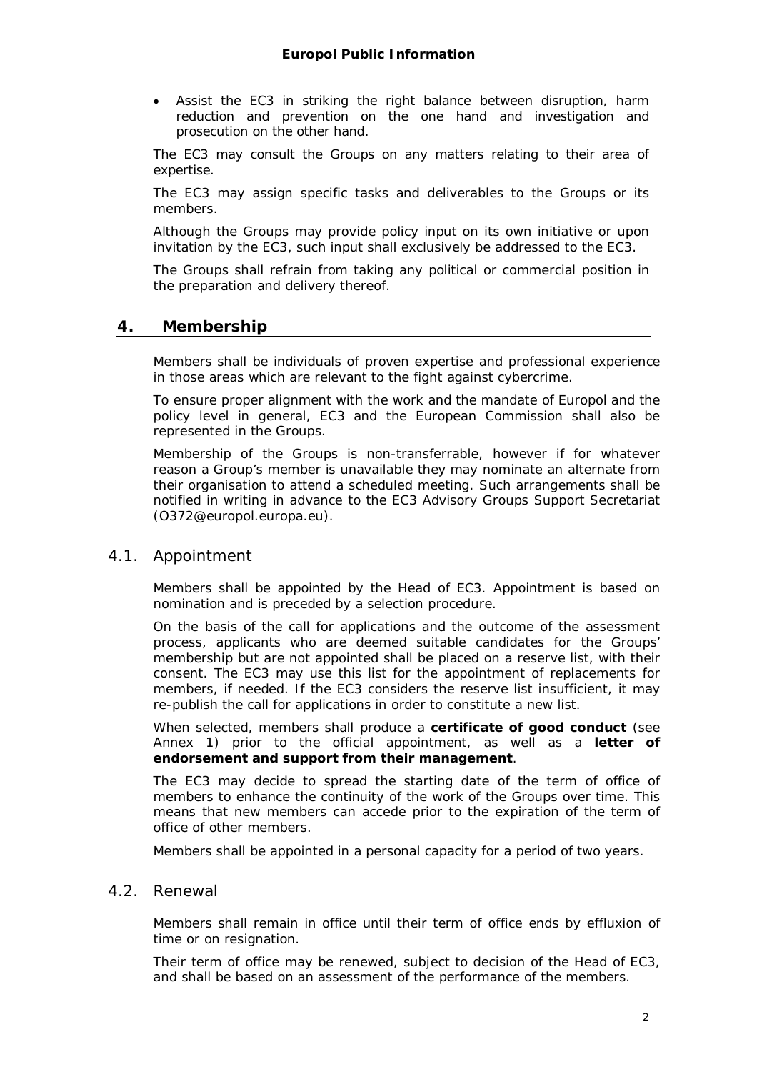- Assist the EC3 in striking the right balance between disruption, harm reduction and prevention on the one hand and investigation and prosecution on the other hand.

The EC3 may consult the Groups on any matters relating to their area of expertise.

The EC3 may assign specific tasks and deliverables to the Groups or its members.

Although the Groups may provide policy input on its own initiative or upon invitation by the EC3, such input shall exclusively be addressed to the EC3.

The Groups shall refrain from taking any political or commercial position in the preparation and delivery thereof.

## 4. Membership

Members shall be individuals of proven expertise and professional experience in those areas which are relevant to the fight against cybercrime.

To ensure proper alignment with the work and the mandate of Europol and the policy level in general, EC3 and the European Commission shall also be represented in the Groups.

Membership of the Groups is non-transferrable, however if for whatever reason a Group's member is unavailable they may nominate an alternate from their organisation to attend a scheduled meeting. Such arrangements shall be notified in writing in advance to the EC3 Advisory Groups Support Secretariat (O372@europol.europa.eu).

### 4.1. Appointment

Members shall be appointed by the Head of EC3. Appointment is based on nomination and is preceded by a selection procedure.

On the basis of the call for applications and the outcome of the assessment process, applicants who are deemed suitable candidates for the Groups' membership but are not appointed shall be placed on a reserve list, with their consent. The EC3 may use this list for the appointment of replacements for members, if needed. If the EC3 considers the reserve list insufficient, it may re-publish the call for applications in order to constitute a new list.

When selected, members shall produce a **certificate of good conduct** (see Annex 1) prior to the official appointment, as well as a **letter of endorsement and support from their management**.

The EC3 may decide to spread the starting date of the term of office of members to enhance the continuity of the work of the Groups over time. This means that new members can accede prior to the expiration of the term of office of other members.

Members shall be appointed in a personal capacity for a period of two years.

### 4.2. Renewal

Members shall remain in office until their term of office ends by effluxion of time or on resignation.

Their term of office may be renewed, subject to decision of the Head of EC3, and shall be based on an assessment of the performance of the members.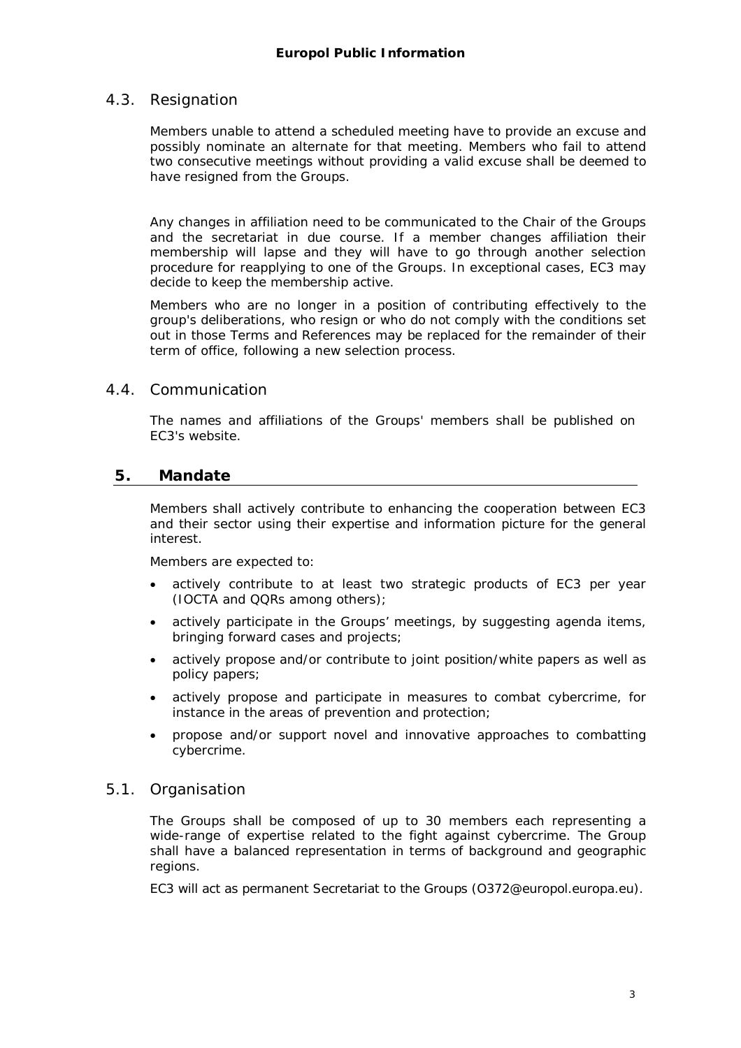### 4.3. Resignation

Members unable to attend a scheduled meeting have to provide an excuse and possibly nominate an alternate for that meeting. Members who fail to attend two consecutive meetings without providing a valid excuse shall be deemed to have resigned from the Groups.

Any changes in affiliation need to be communicated to the Chair of the Groups and the secretariat in due course. If a member changes affiliation their membership will lapse and they will have to go through another selection procedure for reapplying to one of the Groups. In exceptional cases, EC3 may decide to keep the membership active.

Members who are no longer in a position of contributing effectively to the group's deliberations, who resign or who do not comply with the conditions set out in those Terms and References may be replaced for the remainder of their term of office, following a new selection process.

### 4.4. Communication

The names and affiliations of the Groups' members shall be published on EC3's website.

## 5. Mandate

Members shall actively contribute to enhancing the cooperation between EC3 and their sector using their expertise and information picture for the general interest.

Members are expected to:

- actively contribute to at least two strategic products of EC3 per year (IOCTA and QQRs among others);
- actively participate in the Groups' meetings, by suggesting agenda items, bringing forward cases and projects;
- actively propose and/or contribute to joint position/white papers as well as policy papers;
- actively propose and participate in measures to combat cybercrime, for instance in the areas of prevention and protection;
- propose and/or support novel and innovative approaches to combatting cybercrime.

### 5.1. Organisation

The Groups shall be composed of up to 30 members each representing a wide-range of expertise related to the fight against cybercrime. The Group shall have a balanced representation in terms of background and geographic regions.

EC3 will act as permanent Secretariat to the Groups (O372@europol.europa.eu).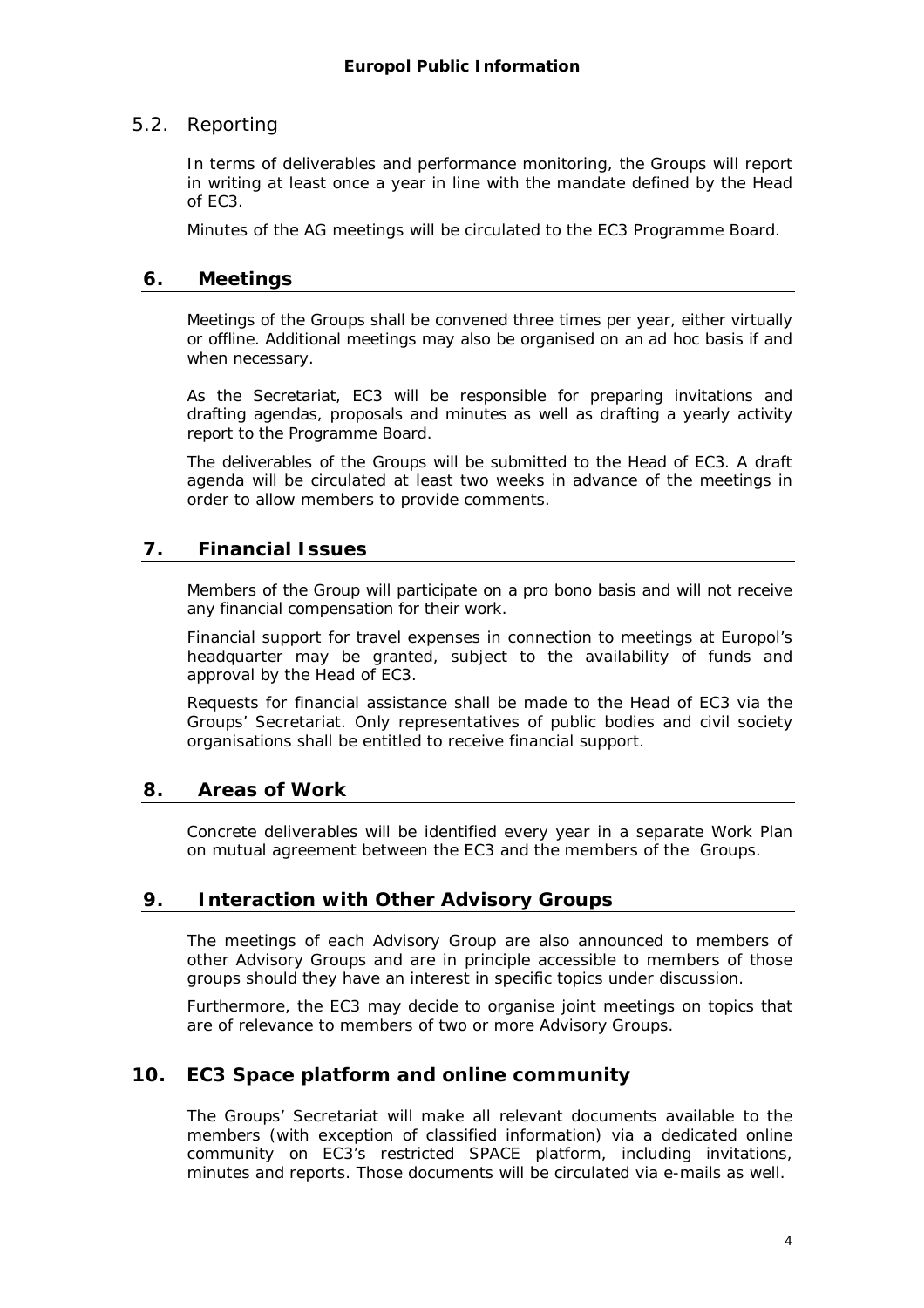### 5.2. Reporting

In terms of deliverables and performance monitoring, the Groups will report in writing at least once a year in line with the mandate defined by the Head of EC3.

Minutes of the AG meetings will be circulated to the EC3 Programme Board.

## 6. Meetings

Meetings of the Groups shall be convened three times per year, either virtually or offline. Additional meetings may also be organised on an ad hoc basis if and when necessary.

As the Secretariat, EC3 will be responsible for preparing invitations and drafting agendas, proposals and minutes as well as drafting a yearly activity report to the Programme Board.

The deliverables of the Groups will be submitted to the Head of EC3. A draft agenda will be circulated at least two weeks in advance of the meetings in order to allow members to provide comments.

## 7. Financial Issues

Members of the Group will participate on a pro bono basis and will not receive any financial compensation for their work.

Financial support for travel expenses in connection to meetings at Europol's headquarter may be granted, subject to the availability of funds and approval by the Head of EC3.

Requests for financial assistance shall be made to the Head of EC3 via the Groups' Secretariat. Only representatives of public bodies and civil society organisations shall be entitled to receive financial support.

## 8. Areas of Work

Concrete deliverables will be identified every year in a separate Work Plan on mutual agreement between the EC3 and the members of the Groups.

## 9. Interaction with Other Advisory Groups

The meetings of each Advisory Group are also announced to members of other Advisory Groups and are in principle accessible to members of those groups should they have an interest in specific topics under discussion.

Furthermore, the EC3 may decide to organise joint meetings on topics that are of relevance to members of two or more Advisory Groups.

## 10. EC3 Space platform and online community

The Groups' Secretariat will make all relevant documents available to the members (with exception of classified information) via a dedicated online community on EC3's restricted SPACE platform, including invitations, minutes and reports. Those documents will be circulated via e-mails as well.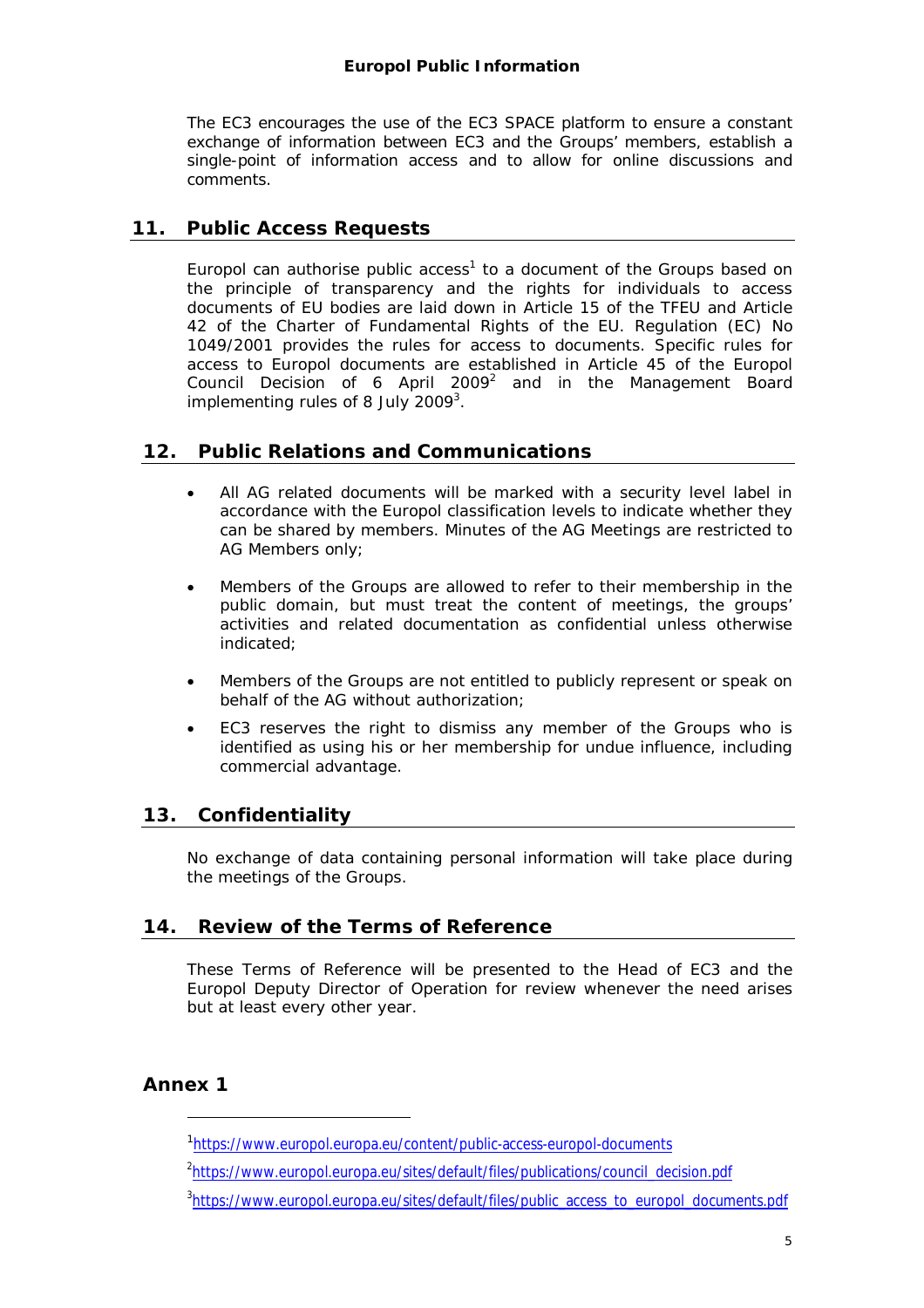The EC3 encourages the use of the EC3 SPACE platform to ensure a constant exchange of information between EC3 and the Groups' members, establish a single-point of information access and to allow for online discussions and comments.

## 11. Public Access Requests

Europol can authorise public access[1] to a document of the Groups based on the principle of transparency and the rights for individuals to access documents of EU bodies are laid down in Article 15 of the TFEU and Article 42 of the Charter of Fundamental Rights of the EU. Regulation (EC) No 1049/2001 provides the rules for access to documents. Specific rules for access to Europol documents are established in Article 45 of the Europol Council Decision of 6 April 2009[2] and in the Management Board implementing rules of 8 July 2009[3].

## 12. Public Relations and Communications

- All AG related documents will be marked with a security level label in accordance with the Europol classification levels to indicate whether they can be shared by members. Minutes of the AG Meetings are restricted to AG Members only;
- Members of the Groups are allowed to refer to their membership in the public domain, but must treat the content of meetings, the groups' activities and related documentation as confidential unless otherwise indicated;
- Members of the Groups are not entitled to publicly represent or speak on behalf of the AG without authorization;
- EC3 reserves the right to dismiss any member of the Groups who is identified as using his or her membership for undue influence, including commercial advantage.

## 13. Confidentiality

No exchange of data containing personal information will take place during the meetings of the Groups.

## 14. Review of the Terms of Reference

These Terms of Reference will be presented to the Head of EC3 and the Europol Deputy Director of Operation for review whenever the need arises but at least every other year.

## Annex 1

---

[1] https://www.europol.europa.eu/content/public-access-europol-documents

[2] https://www.europol.europa.eu/sites/default/files/publications/council_decision.pdf

[3] https://www.europol.europa.eu/sites/default/files/public_access_to_europol_documents.pdf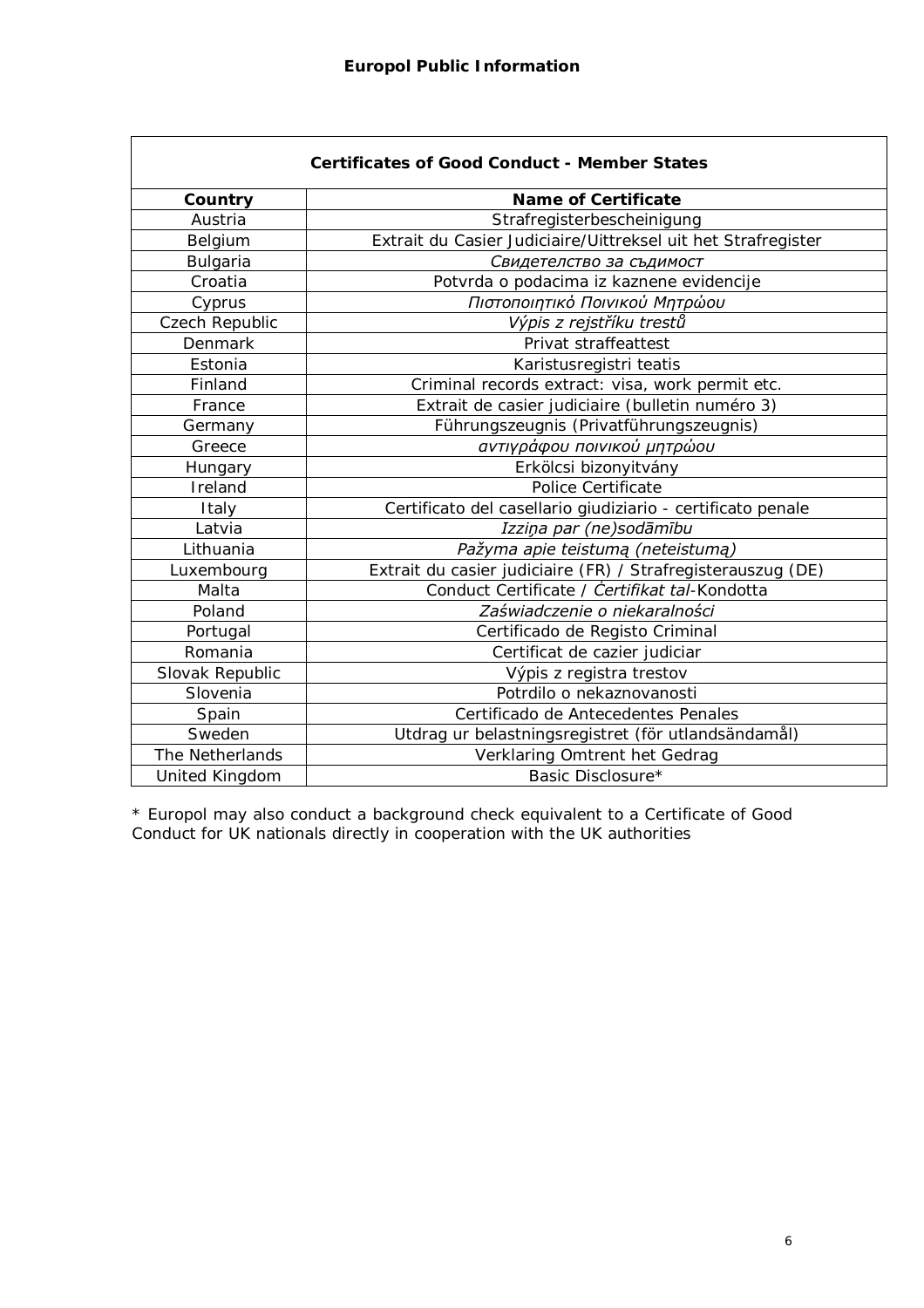| Certificates of Good Conduct - Member States | |
|---|---|
| **Country** | **Name of Certificate** |
| Austria | Strafregisterbescheinigung |
| Belgium | Extrait du Casier Judiciaire/Uittreksel uit het Strafregister |
| Bulgaria | *Свидетелство за съдимост* |
| Croatia | Potvrda o podacima iz kaznene evidencije |
| Cyprus | *Πιστοποιητικό Ποινικού Μητρώου* |
| Czech Republic | *Výpis z rejstříku trestů* |
| Denmark | Privat straffeattest |
| Estonia | Karistusregistri teatis |
| Finland | Criminal records extract: visa, work permit etc. |
| France | Extrait de casier judiciaire (bulletin numéro 3) |
| Germany | Führungszeugnis (Privatführungszeugnis) |
| Greece | *αντιγράφου ποινικού μητρώου* |
| Hungary | Erkölcsi bizonyitvány |
| Ireland | Police Certificate |
| Italy | Certificato del casellario giudiziario - certificato penale |
| Latvia | *Izziņa par (ne)sodāmību* |
| Lithuania | *Pažyma apie teistumą (neteistumą)* |
| Luxembourg | Extrait du casier judiciaire (FR) / Strafregisterauszug (DE) |
| Malta | Conduct Certificate / *Ċertifikat tal*-Kondotta |
| Poland | *Zaświadczenie o niekaralności* |
| Portugal | Certificado de Registo Criminal |
| Romania | Certificat de cazier judiciar |
| Slovak Republic | Výpis z registra trestov |
| Slovenia | Potrdilo o nekaznovanosti |
| Spain | Certificado de Antecedentes Penales |
| Sweden | Utdrag ur belastningsregistret (för utlandsändamål) |
| The Netherlands | Verklaring Omtrent het Gedrag |
| United Kingdom | Basic Disclosure* |

* Europol may also conduct a background check equivalent to a Certificate of Good Conduct for UK nationals directly in cooperation with the UK authorities